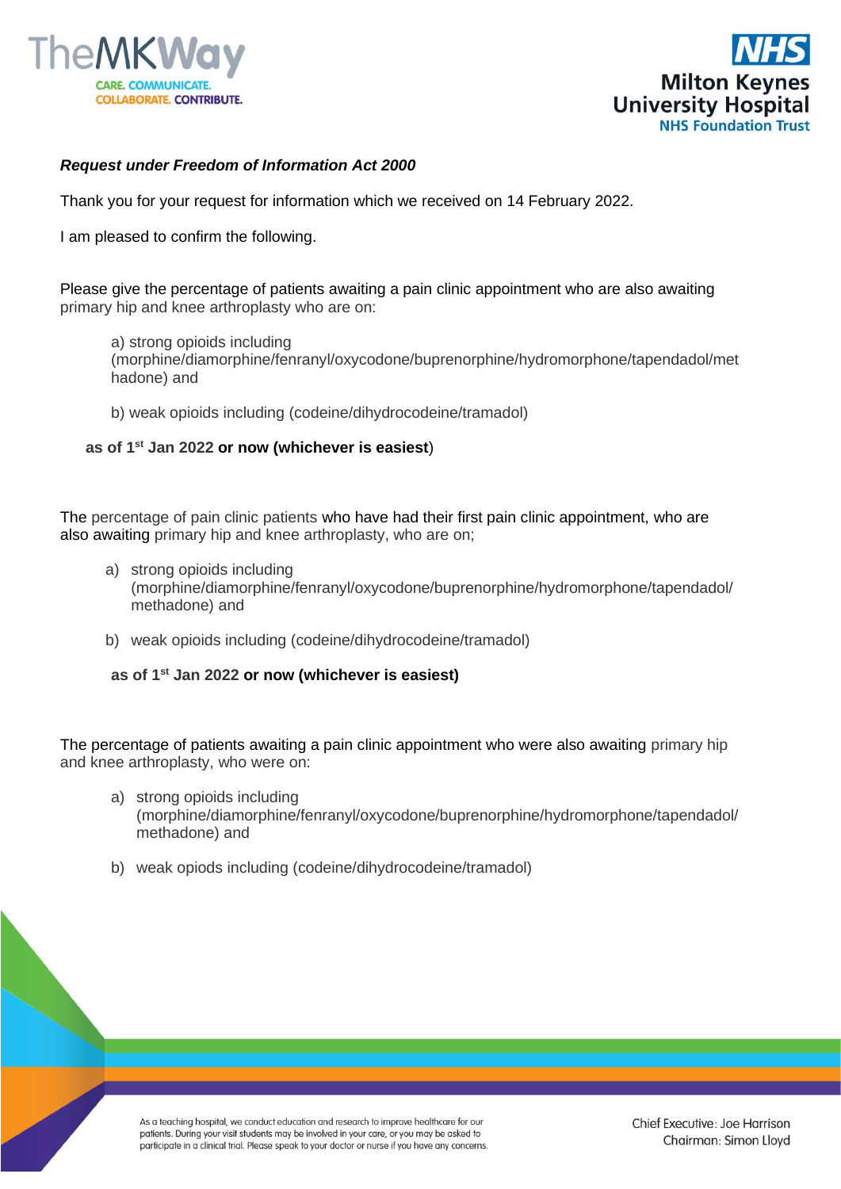***Request under Freedom of Information Act 2000***

Thank you for your request for information which we received on 14 February 2022.

I am pleased to confirm the following.

Please give the percentage of patients awaiting a pain clinic appointment who are also awaiting primary hip and knee arthroplasty who are on:

a) strong opioids including (morphine/diamorphine/fenranyl/oxycodone/buprenorphine/hydromorphone/tapendadol/methadone) and

b) weak opioids including (codeine/dihydrocodeine/tramadol)

**as of 1st Jan 2022 or now (whichever is easiest**)

The percentage of pain clinic patients who have had their first pain clinic appointment, who are also awaiting primary hip and knee arthroplasty, who are on;

a) strong opioids including (morphine/diamorphine/fenranyl/oxycodone/buprenorphine/hydromorphone/tapendadol/methadone) and

b) weak opioids including (codeine/dihydrocodeine/tramadol)

**as of 1st Jan 2022 or now (whichever is easiest)**

The percentage of patients awaiting a pain clinic appointment who were also awaiting primary hip and knee arthroplasty, who were on:

a) strong opioids including (morphine/diamorphine/fenranyl/oxycodone/buprenorphine/hydromorphone/tapendadol/methadone) and

b) weak opiods including (codeine/dihydrocodeine/tramadol)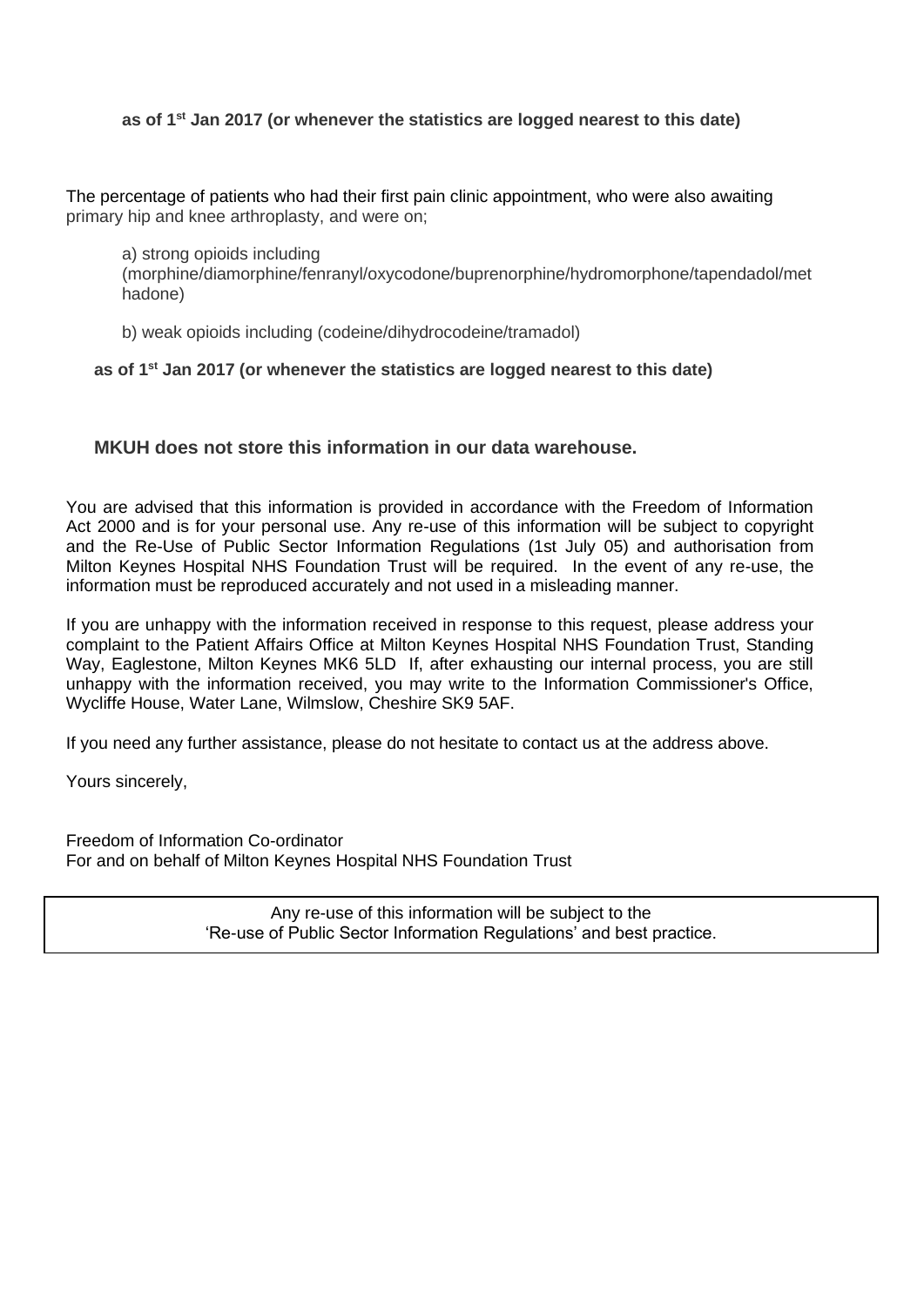**as of 1st Jan 2017 (or whenever the statistics are logged nearest to this date)**

The percentage of patients who had their first pain clinic appointment, who were also awaiting primary hip and knee arthroplasty, and were on;

a) strong opioids including (morphine/diamorphine/fenranyl/oxycodone/buprenorphine/hydromorphone/tapendadol/methadone)

b) weak opioids including (codeine/dihydrocodeine/tramadol)

**as of 1st Jan 2017 (or whenever the statistics are logged nearest to this date)**

**MKUH does not store this information in our data warehouse.**

You are advised that this information is provided in accordance with the Freedom of Information Act 2000 and is for your personal use. Any re-use of this information will be subject to copyright and the Re-Use of Public Sector Information Regulations (1st July 05) and authorisation from Milton Keynes Hospital NHS Foundation Trust will be required. In the event of any re-use, the information must be reproduced accurately and not used in a misleading manner.

If you are unhappy with the information received in response to this request, please address your complaint to the Patient Affairs Office at Milton Keynes Hospital NHS Foundation Trust, Standing Way, Eaglestone, Milton Keynes MK6 5LD If, after exhausting our internal process, you are still unhappy with the information received, you may write to the Information Commissioner's Office, Wycliffe House, Water Lane, Wilmslow, Cheshire SK9 5AF.

If you need any further assistance, please do not hesitate to contact us at the address above.

Yours sincerely,

Freedom of Information Co-ordinator
For and on behalf of Milton Keynes Hospital NHS Foundation Trust

Any re-use of this information will be subject to the 'Re-use of Public Sector Information Regulations' and best practice.